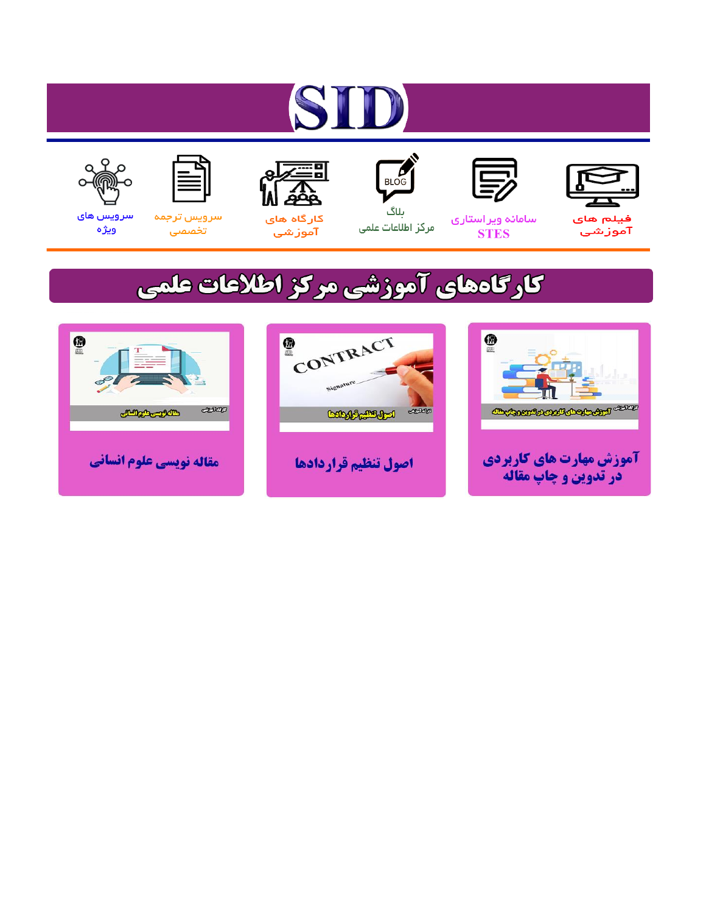# SID

فیلم های آموزشی | سامانه ویراستاری STES | بلاگ مرکز اطلاعات علمی | کارگاه های آموزشی | سرویس ترجمه تخصصی | سرویس های ویژه

## کارگاه‌های آموزشی مرکز اطلاعات علمی

آموزش مهارت های کاربردی در تدوین و چاپ مقاله

اصول تنظیم قراردادها

مقاله نویسی علوم انسانی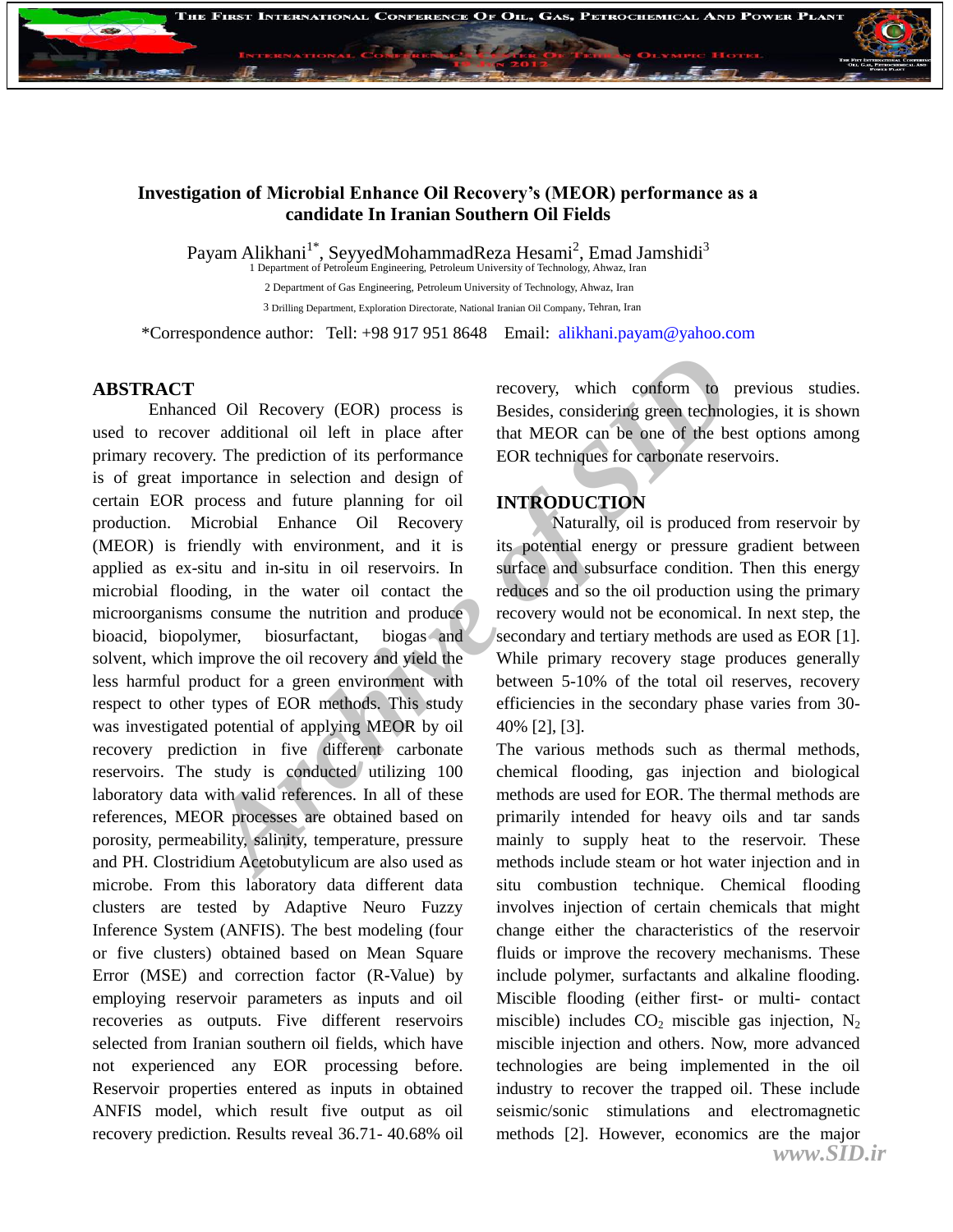# Investigation of Microbial Enhance Oil Recovery's (MEOR) performance as a candidate In Iranian Southern Oil Fields

Payam Alikhani[1*], SeyyedMohammadReza Hesami[2], Emad Jamshidi[3]

1 Department of Petroleum Engineering, Petroleum University of Technology, Ahwaz, Iran

2 Department of Gas Engineering, Petroleum University of Technology, Ahwaz, Iran

3 Drilling Department, Exploration Directorate, National Iranian Oil Company, Tehran, Iran

*Correspondence author: Tel: +98 917 951 8648 Email: alikhani.payam@yahoo.com

## ABSTRACT

Enhanced Oil Recovery (EOR) process is used to recover additional oil left in place after primary recovery. The prediction of its performance is of great importance in selection and design of certain EOR process and future planning for oil production. Microbial Enhance Oil Recovery (MEOR) is friendly with environment, and it is applied as ex-situ and in-situ in oil reservoirs. In microbial flooding, in the water oil contact the microorganisms consume the nutrition and produce bioacid, biopolymer, biosurfactant, biogas and solvent, which improve the oil recovery and yield the less harmful product for a green environment with respect to other types of EOR methods. This study was investigated potential of applying MEOR by oil recovery prediction in five different carbonate reservoirs. The study is conducted utilizing 100 laboratory data with valid references. In all of these references, MEOR processes are obtained based on porosity, permeability, salinity, temperature, pressure and PH. Clostridium Acetobutylicum are also used as microbe. From this laboratory data different data clusters are tested by Adaptive Neuro Fuzzy Inference System (ANFIS). The best modeling (four or five clusters) obtained based on Mean Square Error (MSE) and correction factor (R-Value) by employing reservoir parameters as inputs and oil recoveries as outputs. Five different reservoirs selected from Iranian southern oil fields, which have not experienced any EOR processing before. Reservoir properties entered as inputs in obtained ANFIS model, which result five output as oil recovery prediction. Results reveal 36.71- 40.68% oil recovery, which conform to previous studies. Besides, considering green technologies, it is shown that MEOR can be one of the best options among EOR techniques for carbonate reservoirs.

## INTRODUCTION

Naturally, oil is produced from reservoir by its potential energy or pressure gradient between surface and subsurface condition. Then this energy reduces and so the oil production using the primary recovery would not be economical. In next step, the secondary and tertiary methods are used as EOR [1]. While primary recovery stage produces generally between 5-10% of the total oil reserves, recovery efficiencies in the secondary phase varies from 30-40% [2], [3].

The various methods such as thermal methods, chemical flooding, gas injection and biological methods are used for EOR. The thermal methods are primarily intended for heavy oils and tar sands mainly to supply heat to the reservoir. These methods include steam or hot water injection and in situ combustion technique. Chemical flooding involves injection of certain chemicals that might change either the characteristics of the reservoir fluids or improve the recovery mechanisms. These include polymer, surfactants and alkaline flooding. Miscible flooding (either first- or multi- contact miscible) includes $CO_2$ miscible gas injection, $N_2$ miscible injection and others. Now, more advanced technologies are being implemented in the oil industry to recover the trapped oil. These include seismic/sonic stimulations and electromagnetic methods [2]. However, economics are the major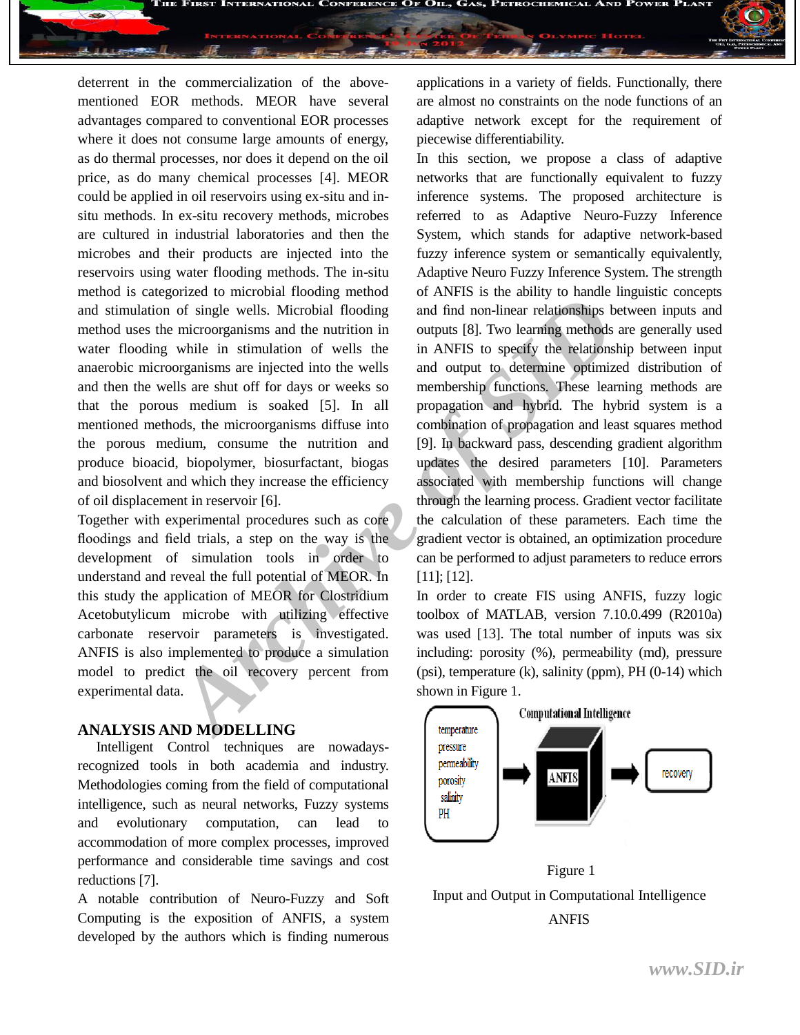deterrent in the commercialization of the above-mentioned EOR methods. MEOR have several advantages compared to conventional EOR processes where it does not consume large amounts of energy, as do thermal processes, nor does it depend on the oil price, as do many chemical processes [4]. MEOR could be applied in oil reservoirs using ex-situ and in-situ methods. In ex-situ recovery methods, microbes are cultured in industrial laboratories and then the microbes and their products are injected into the reservoirs using water flooding methods. The in-situ method is categorized to microbial flooding method and stimulation of single wells. Microbial flooding method uses the microorganisms and the nutrition in water flooding while in stimulation of wells the anaerobic microorganisms are injected into the wells and then the wells are shut off for days or weeks so that the porous medium is soaked [5]. In all mentioned methods, the microorganisms diffuse into the porous medium, consume the nutrition and produce bioacid, biopolymer, biosurfactant, biogas and biosolvent and which they increase the efficiency of oil displacement in reservoir [6].

Together with experimental procedures such as core floodings and field trials, a step on the way is the development of simulation tools in order to understand and reveal the full potential of MEOR. In this study the application of MEOR for Clostridium Acetobutylicum microbe with utilizing effective carbonate reservoir parameters is investigated. ANFIS is also implemented to produce a simulation model to predict the oil recovery percent from experimental data.

## ANALYSIS AND MODELLING

Intelligent Control techniques are nowadays-recognized tools in both academia and industry. Methodologies coming from the field of computational intelligence, such as neural networks, Fuzzy systems and evolutionary computation, can lead to accommodation of more complex processes, improved performance and considerable time savings and cost reductions [7].

A notable contribution of Neuro-Fuzzy and Soft Computing is the exposition of ANFIS, a system developed by the authors which is finding numerous applications in a variety of fields. Functionally, there are almost no constraints on the node functions of an adaptive network except for the requirement of piecewise differentiability.

In this section, we propose a class of adaptive networks that are functionally equivalent to fuzzy inference systems. The proposed architecture is referred to as Adaptive Neuro-Fuzzy Inference System, which stands for adaptive network-based fuzzy inference system or semantically equivalently, Adaptive Neuro Fuzzy Inference System. The strength of ANFIS is the ability to handle linguistic concepts and find non-linear relationships between inputs and outputs [8]. Two learning methods are generally used in ANFIS to specify the relationship between input and output to determine optimized distribution of membership functions. These learning methods are propagation and hybrid. The hybrid system is a combination of propagation and least squares method [9]. In backward pass, descending gradient algorithm updates the desired parameters [10]. Parameters associated with membership functions will change through the learning process. Gradient vector facilitate the calculation of these parameters. Each time the gradient vector is obtained, an optimization procedure can be performed to adjust parameters to reduce errors [11]; [12].

In order to create FIS using ANFIS, fuzzy logic toolbox of MATLAB, version 7.10.0.499 (R2010a) was used [13]. The total number of inputs was six including: porosity (%), permeability (md), pressure (psi), temperature (k), salinity (ppm), PH (0-14) which shown in Figure 1.

Figure 1

Input and Output in Computational Intelligence ANFIS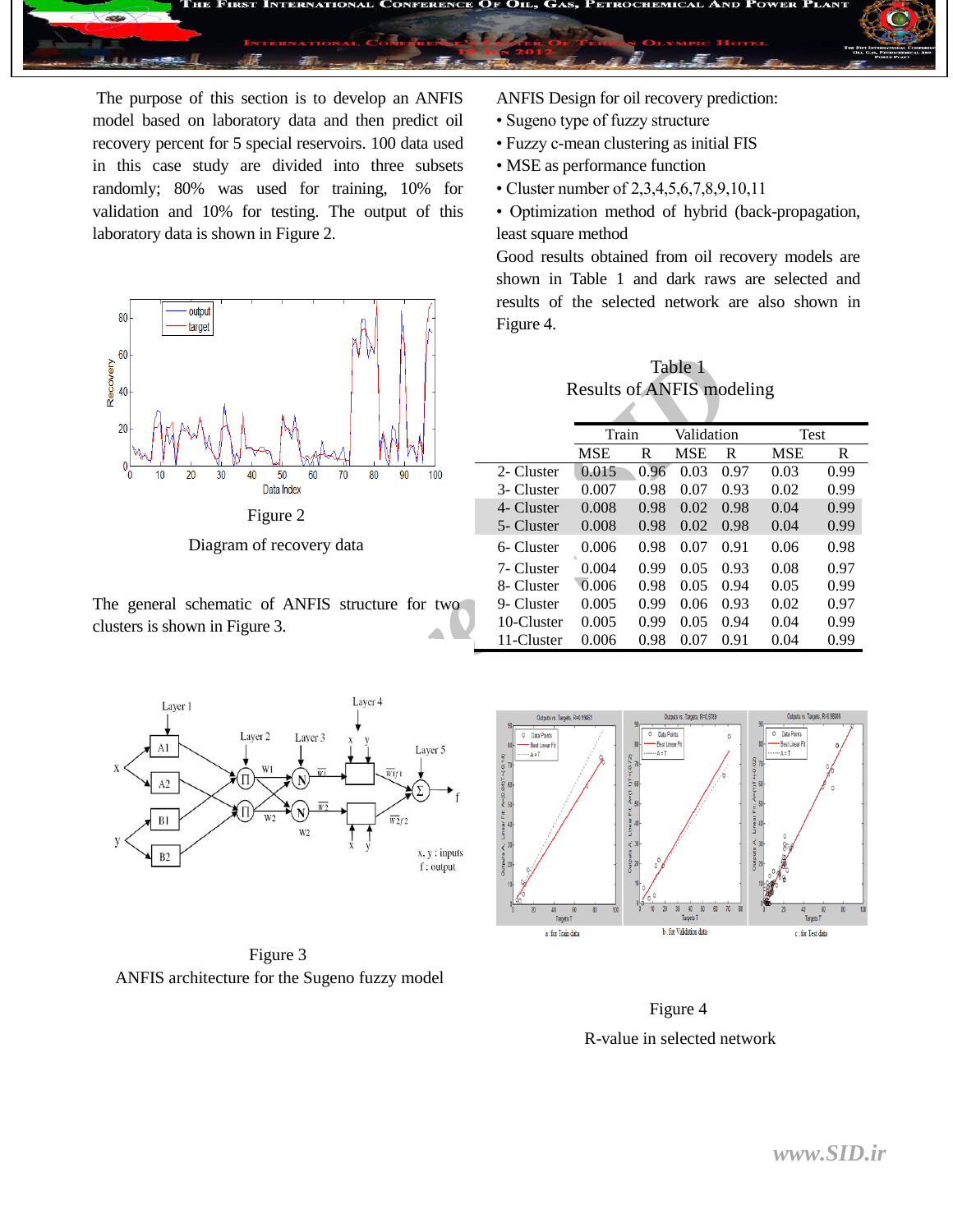The purpose of this section is to develop an ANFIS model based on laboratory data and then predict oil recovery percent for 5 special reservoirs. 100 data used in this case study are divided into three subsets randomly; 80% was used for training, 10% for validation and 10% for testing. The output of this laboratory data is shown in Figure 2.

Figure 2

Diagram of recovery data

The general schematic of ANFIS structure for two clusters is shown in Figure 3.

Figure 3

ANFIS architecture for the Sugeno fuzzy model

ANFIS Design for oil recovery prediction:

- Sugeno type of fuzzy structure
- Fuzzy c-mean clustering as initial FIS
- MSE as performance function
- Cluster number of 2,3,4,5,6,7,8,9,10,11
- Optimization method of hybrid (back-propagation, least square method

Good results obtained from oil recovery models are shown in Table 1 and dark raws are selected and results of the selected network are also shown in Figure 4.

Table 1
Results of ANFIS modeling

| | Train | | Validation | | Test | |
|---|---|---|---|---|---|---|
| | MSE | R | MSE | R | MSE | R |
| 2- Cluster | 0.015 | 0.96 | 0.03 | 0.97 | 0.03 | 0.99 |
| 3- Cluster | 0.007 | 0.98 | 0.07 | 0.93 | 0.02 | 0.99 |
| 4- Cluster | 0.008 | 0.98 | 0.02 | 0.98 | 0.04 | 0.99 |
| 5- Cluster | 0.008 | 0.98 | 0.02 | 0.98 | 0.04 | 0.99 |
| 6- Cluster | 0.006 | 0.98 | 0.07 | 0.91 | 0.06 | 0.98 |
| 7- Cluster | 0.004 | 0.99 | 0.05 | 0.93 | 0.08 | 0.97 |
| 8- Cluster | 0.006 | 0.98 | 0.05 | 0.94 | 0.05 | 0.99 |
| 9- Cluster | 0.005 | 0.99 | 0.06 | 0.93 | 0.02 | 0.97 |
| 10-Cluster | 0.005 | 0.99 | 0.05 | 0.94 | 0.04 | 0.99 |
| 11-Cluster | 0.006 | 0.98 | 0.07 | 0.91 | 0.04 | 0.99 |

a: for Train data b: for Validation data c: for Test data

Figure 4

R-value in selected network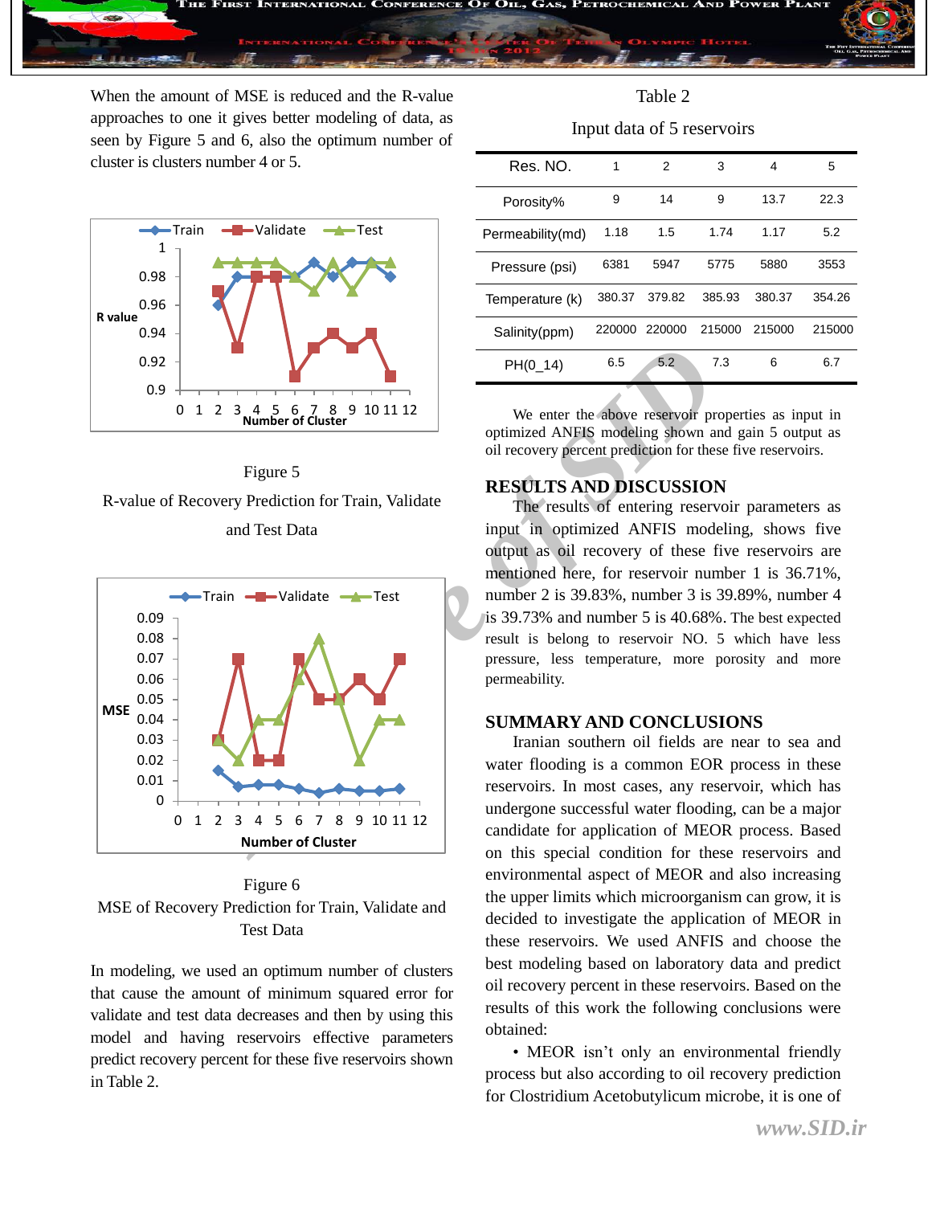When the amount of MSE is reduced and the R-value approaches to one it gives better modeling of data, as seen by Figure 5 and 6, also the optimum number of cluster is clusters number 4 or 5.

Figure 5

R-value of Recovery Prediction for Train, Validate and Test Data

Figure 6

MSE of Recovery Prediction for Train, Validate and Test Data

In modeling, we used an optimum number of clusters that cause the amount of minimum squared error for validate and test data decreases and then by using this model and having reservoirs effective parameters predict recovery percent for these five reservoirs shown in Table 2.

Table 2

Input data of 5 reservoirs

| Res. NO. | 1 | 2 | 3 | 4 | 5 |
|---|---|---|---|---|---|
| Porosity% | 9 | 14 | 9 | 13.7 | 22.3 |
| Permeability(md) | 1.18 | 1.5 | 1.74 | 1.17 | 5.2 |
| Pressure (psi) | 6381 | 5947 | 5775 | 5880 | 3553 |
| Temperature (k) | 380.37 | 379.82 | 385.93 | 380.37 | 354.26 |
| Salinity(ppm) | 220000 | 220000 | 215000 | 215000 | 215000 |
| PH(0_14) | 6.5 | 5.2 | 7.3 | 6 | 6.7 |

We enter the above reservoir properties as input in optimized ANFIS modeling shown and gain 5 output as oil recovery percent prediction for these five reservoirs.

## RESULTS AND DISCUSSION

The results of entering reservoir parameters as input in optimized ANFIS modeling, shows five output as oil recovery of these five reservoirs are mentioned here, for reservoir number 1 is 36.71%, number 2 is 39.83%, number 3 is 39.89%, number 4 is 39.73% and number 5 is 40.68%. The best expected result is belong to reservoir NO. 5 which have less pressure, less temperature, more porosity and more permeability.

## SUMMARY AND CONCLUSIONS

Iranian southern oil fields are near to sea and water flooding is a common EOR process in these reservoirs. In most cases, any reservoir, which has undergone successful water flooding, can be a major candidate for application of MEOR process. Based on this special condition for these reservoirs and environmental aspect of MEOR and also increasing the upper limits which microorganism can grow, it is decided to investigate the application of MEOR in these reservoirs. We used ANFIS and choose the best modeling based on laboratory data and predict oil recovery percent in these reservoirs. Based on the results of this work the following conclusions were obtained:

• MEOR isn't only an environmental friendly process but also according to oil recovery prediction for Clostridium Acetobutylicum microbe, it is one of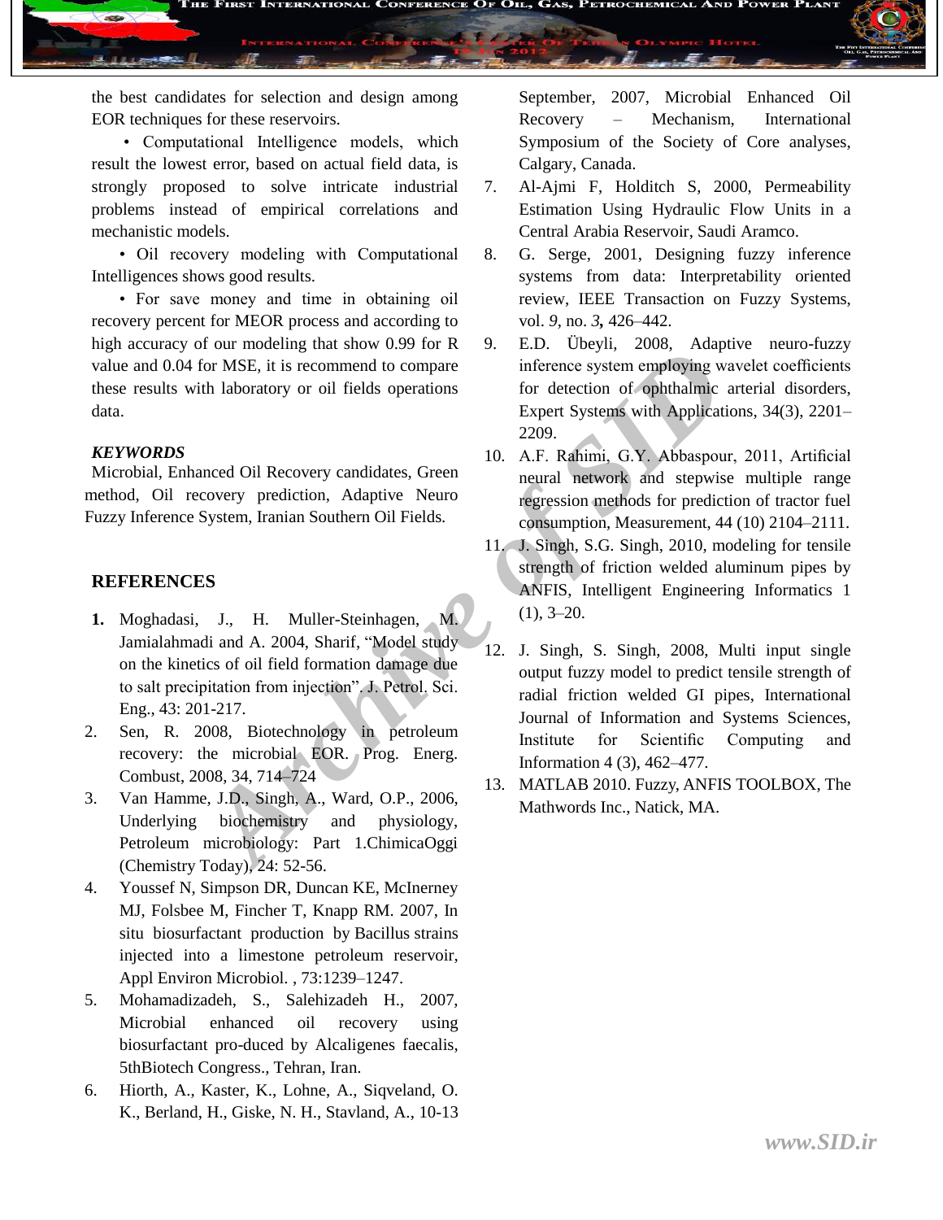the best candidates for selection and design among EOR techniques for these reservoirs.

• Computational Intelligence models, which result the lowest error, based on actual field data, is strongly proposed to solve intricate industrial problems instead of empirical correlations and mechanistic models.

• Oil recovery modeling with Computational Intelligences shows good results.

• For save money and time in obtaining oil recovery percent for MEOR process and according to high accuracy of our modeling that show 0.99 for R value and 0.04 for MSE, it is recommend to compare these results with laboratory or oil fields operations data.

***KEYWORDS***

Microbial, Enhanced Oil Recovery candidates, Green method, Oil recovery prediction, Adaptive Neuro Fuzzy Inference System, Iranian Southern Oil Fields.

## REFERENCES

1. Moghadasi, J., H. Muller-Steinhagen, M. Jamialahmadi and A. 2004, Sharif, "Model study on the kinetics of oil field formation damage due to salt precipitation from injection". J. Petrol. Sci. Eng., 43: 201-217.
2. Sen, R. 2008, Biotechnology in petroleum recovery: the microbial EOR. Prog. Energ. Combust, 2008, 34, 714–724
3. Van Hamme, J.D., Singh, A., Ward, O.P., 2006, Underlying biochemistry and physiology, Petroleum microbiology: Part 1.ChimicaOggi (Chemistry Today), 24: 52-56.
4. Youssef N, Simpson DR, Duncan KE, McInerney MJ, Folsbee M, Fincher T, Knapp RM. 2007, In situ biosurfactant production by Bacillus strains injected into a limestone petroleum reservoir, Appl Environ Microbiol. , 73:1239–1247.
5. Mohamadizadeh, S., Salehizadeh H., 2007, Microbial enhanced oil recovery using biosurfactant pro-duced by Alcaligenes faecalis, 5thBiotech Congress., Tehran, Iran.
6. Hiorth, A., Kaster, K., Lohne, A., Siqveland, O. K., Berland, H., Giske, N. H., Stavland, A., 10-13 September, 2007, Microbial Enhanced Oil Recovery – Mechanism, International Symposium of the Society of Core analyses, Calgary, Canada.
7. Al-Ajmi F, Holditch S, 2000, Permeability Estimation Using Hydraulic Flow Units in a Central Arabia Reservoir, Saudi Aramco.
8. G. Serge, 2001, Designing fuzzy inference systems from data: Interpretability oriented review, IEEE Transaction on Fuzzy Systems, vol. *9*, no. *3*, 426–442.
9. E.D. Übeyli, 2008, Adaptive neuro-fuzzy inference system employing wavelet coefficients for detection of ophthalmic arterial disorders, Expert Systems with Applications, 34(3), 2201–2209.
10. A.F. Rahimi, G.Y. Abbaspour, 2011, Artificial neural network and stepwise multiple range regression methods for prediction of tractor fuel consumption, Measurement, 44 (10) 2104–2111.
11. J. Singh, S.G. Singh, 2010, modeling for tensile strength of friction welded aluminum pipes by ANFIS, Intelligent Engineering Informatics 1 (1), 3–20.
12. J. Singh, S. Singh, 2008, Multi input single output fuzzy model to predict tensile strength of radial friction welded GI pipes, International Journal of Information and Systems Sciences, Institute for Scientific Computing and Information 4 (3), 462–477.
13. MATLAB 2010. Fuzzy, ANFIS TOOLBOX, The Mathwords Inc., Natick, MA.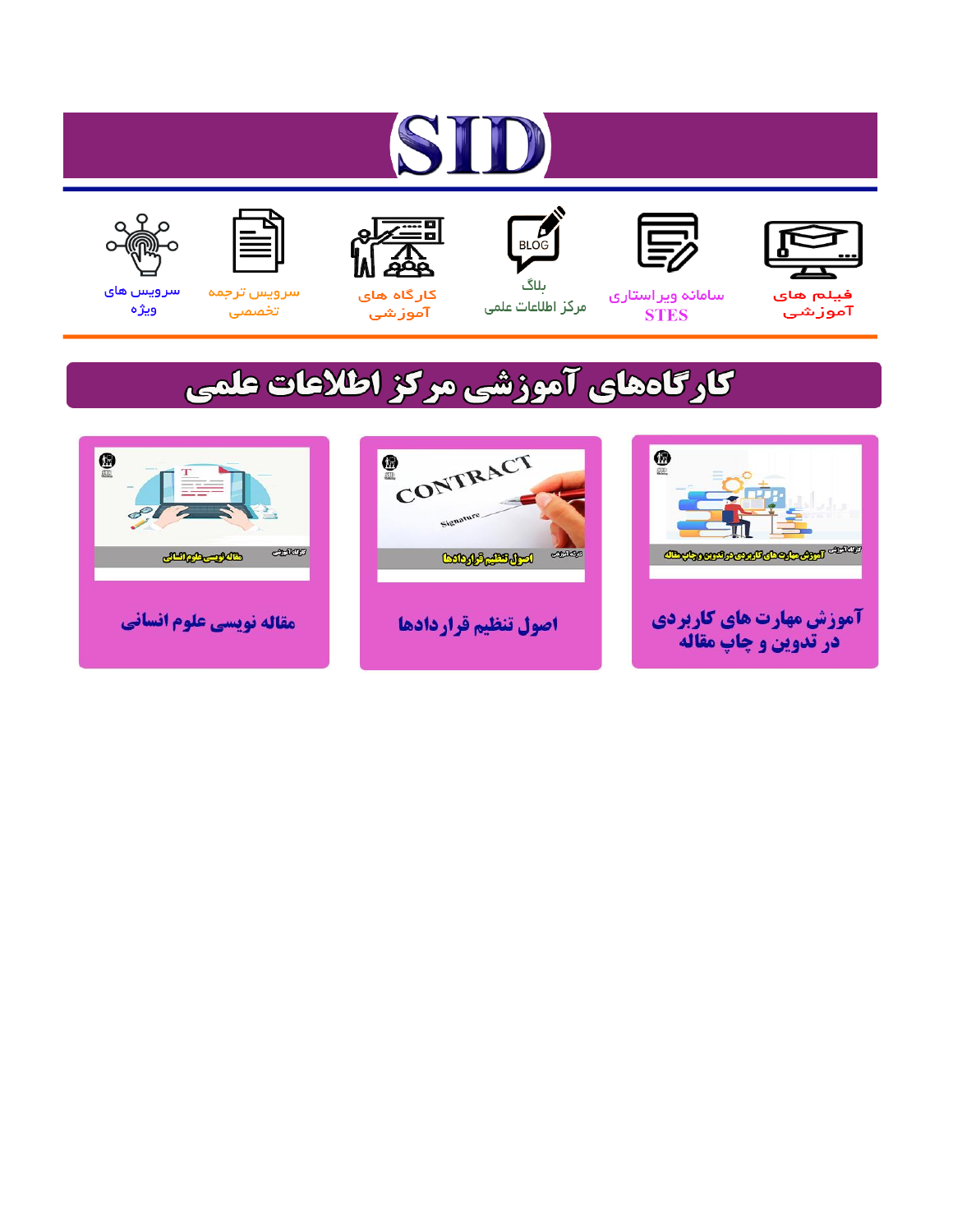# SID

فیلم های آموزشی

سامانه ویراستاری STES

بلاگ مرکز اطلاعات علمی

کارگاه های آموزشی

سرویس ترجمه تخصصی

سرویس های ویژه

## کارگاه‌های آموزشی مرکز اطلاعات علمی

آموزش مهارت های کاربردی در تدوین و چاپ مقاله

اصول تنظیم قراردادها

مقاله نویسی علوم انسانی